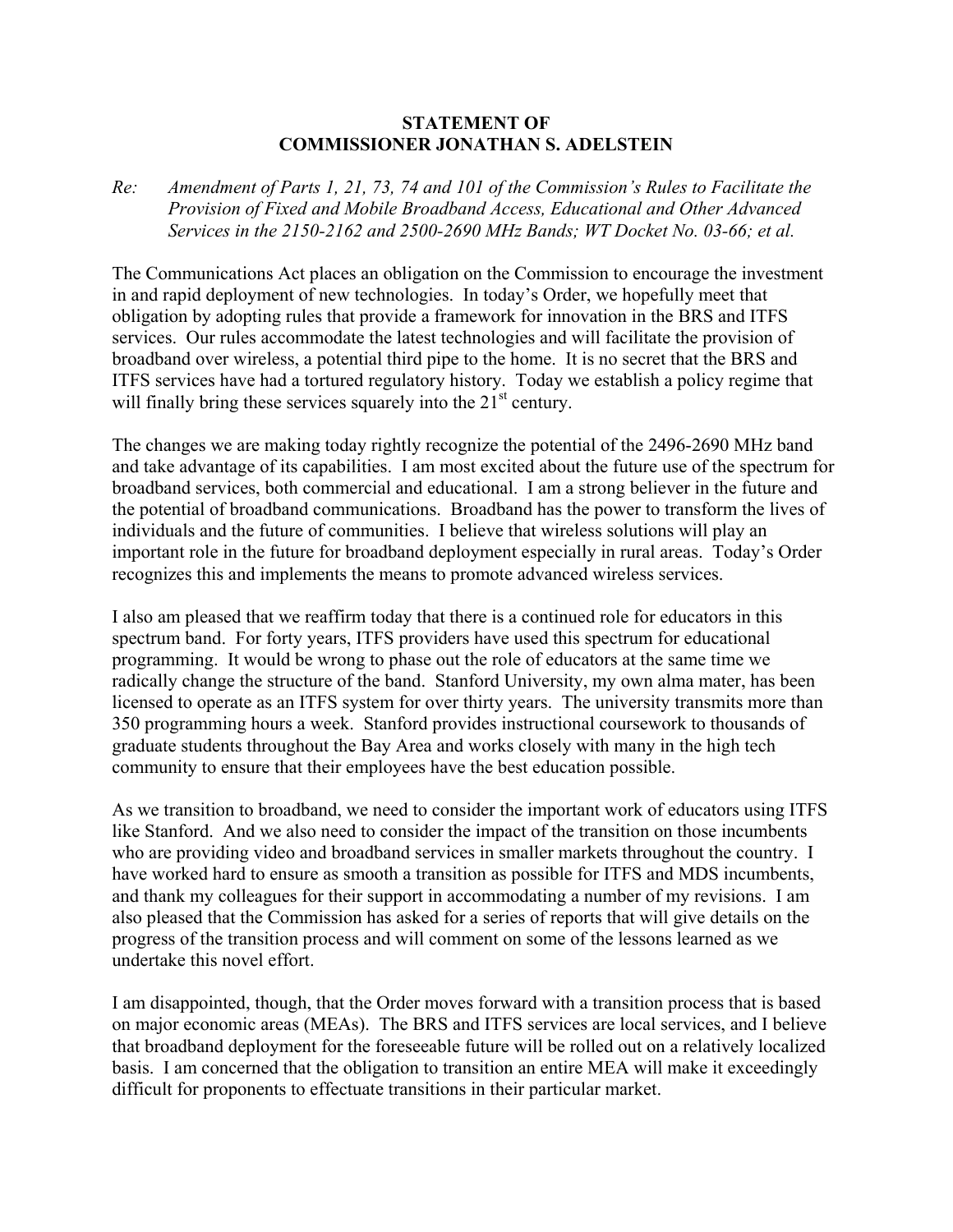**STATEMENT OF**
**COMMISSIONER JONATHAN S. ADELSTEIN**

*Re: Amendment of Parts 1, 21, 73, 74 and 101 of the Commission's Rules to Facilitate the Provision of Fixed and Mobile Broadband Access, Educational and Other Advanced Services in the 2150-2162 and 2500-2690 MHz Bands; WT Docket No. 03-66; et al.*

The Communications Act places an obligation on the Commission to encourage the investment in and rapid deployment of new technologies. In today's Order, we hopefully meet that obligation by adopting rules that provide a framework for innovation in the BRS and ITFS services. Our rules accommodate the latest technologies and will facilitate the provision of broadband over wireless, a potential third pipe to the home. It is no secret that the BRS and ITFS services have had a tortured regulatory history. Today we establish a policy regime that will finally bring these services squarely into the 21st century.

The changes we are making today rightly recognize the potential of the 2496-2690 MHz band and take advantage of its capabilities. I am most excited about the future use of the spectrum for broadband services, both commercial and educational. I am a strong believer in the future and the potential of broadband communications. Broadband has the power to transform the lives of individuals and the future of communities. I believe that wireless solutions will play an important role in the future for broadband deployment especially in rural areas. Today's Order recognizes this and implements the means to promote advanced wireless services.

I also am pleased that we reaffirm today that there is a continued role for educators in this spectrum band. For forty years, ITFS providers have used this spectrum for educational programming. It would be wrong to phase out the role of educators at the same time we radically change the structure of the band. Stanford University, my own alma mater, has been licensed to operate as an ITFS system for over thirty years. The university transmits more than 350 programming hours a week. Stanford provides instructional coursework to thousands of graduate students throughout the Bay Area and works closely with many in the high tech community to ensure that their employees have the best education possible.

As we transition to broadband, we need to consider the important work of educators using ITFS like Stanford. And we also need to consider the impact of the transition on those incumbents who are providing video and broadband services in smaller markets throughout the country. I have worked hard to ensure as smooth a transition as possible for ITFS and MDS incumbents, and thank my colleagues for their support in accommodating a number of my revisions. I am also pleased that the Commission has asked for a series of reports that will give details on the progress of the transition process and will comment on some of the lessons learned as we undertake this novel effort.

I am disappointed, though, that the Order moves forward with a transition process that is based on major economic areas (MEAs). The BRS and ITFS services are local services, and I believe that broadband deployment for the foreseeable future will be rolled out on a relatively localized basis. I am concerned that the obligation to transition an entire MEA will make it exceedingly difficult for proponents to effectuate transitions in their particular market.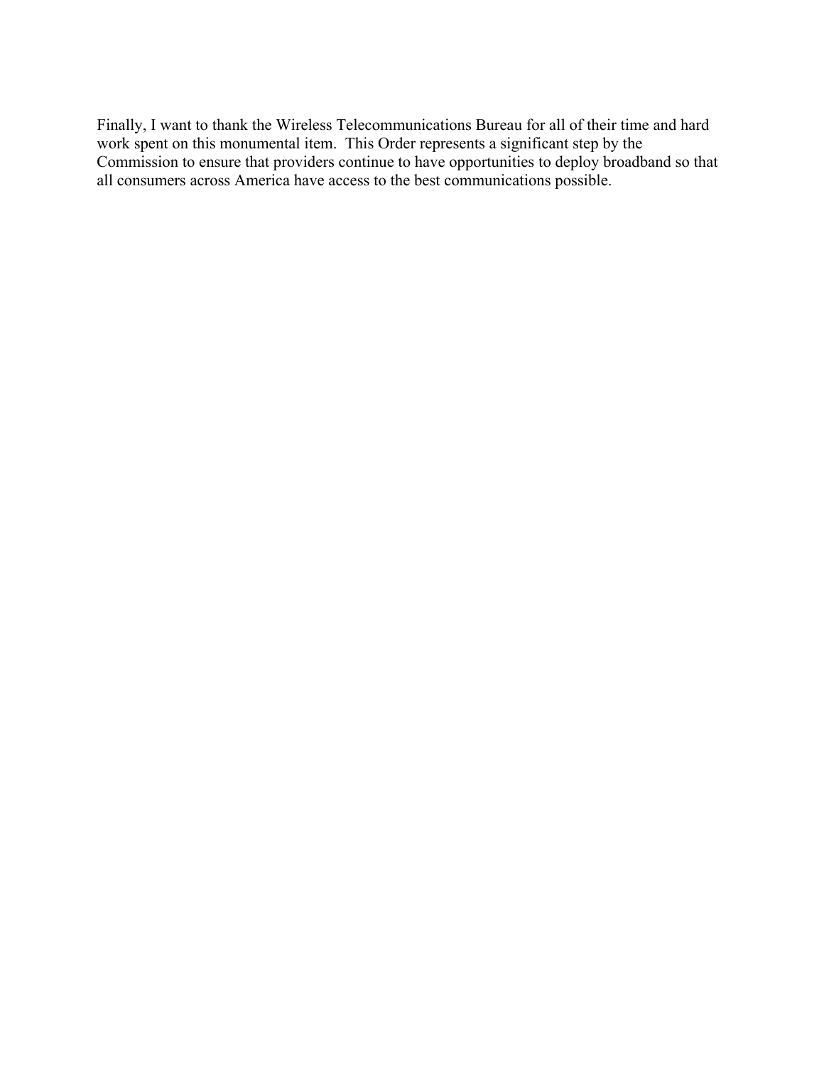Finally, I want to thank the Wireless Telecommunications Bureau for all of their time and hard work spent on this monumental item. This Order represents a significant step by the Commission to ensure that providers continue to have opportunities to deploy broadband so that all consumers across America have access to the best communications possible.